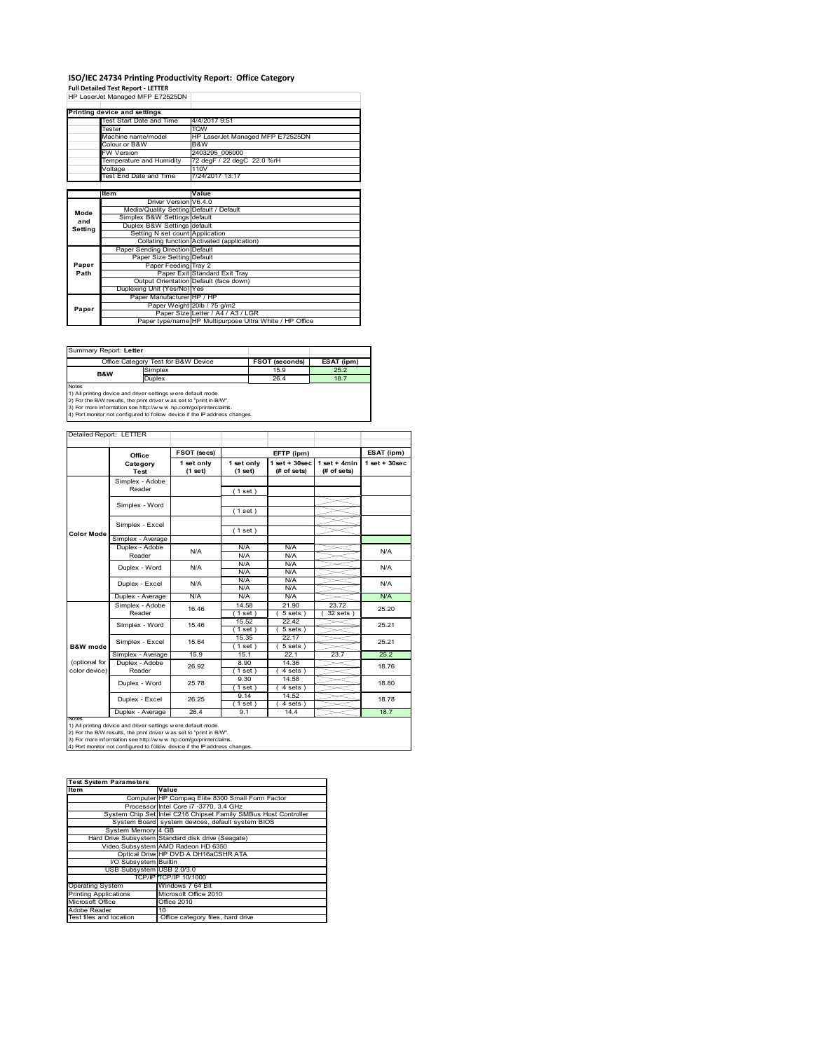# ISO/IEC 24734 Printing Productivity Report: Office Category

**Full Detailed Test Report - LETTER**

HP LaserJet Managed MFP E72525DN

| Printing device and settings | |
|---|---|
| Test Start Date and Time | 4/4/2017 9:51 |
| Tester | TQW |
| Machine name/model | HP LaserJet Managed MFP E72525DN |
| Colour or B&W | B&W |
| FW Version | 2403295_006000 |
| Temperature and Humidity | 72 degF / 22 degC 22.0 %rH |
| Voltage | 110V |
| Test End Date and Time | 7/24/2017 13:17 |

| | Item | Value |
|---|---|---|
| Mode and Setting | Driver Version | V6.4.0 |
| | Media/Quality Setting | Default / Default |
| | Simplex B&W Settings | default |
| | Duplex B&W Settings | default |
| | Setting N set count | Application |
| | Collating function | Activated (application) |
| Paper Path | Paper Sending Direction | Default |
| | Paper Size Setting | Default |
| | Paper Feeding | Tray 2 |
| | Paper Exit | Standard Exit Tray |
| | Output Orientation | Default (face down) |
| | Duplexing Unit (Yes/No) | Yes |
| Paper | Paper Manufacturer | HP / HP |
| | Paper Weight | 20lb / 75 g/m2 |
| | Paper Size | Letter / A4 / A3 / LGR |
| | Paper type/name | HP Multipurpose Ultra White / HP Office |

Summary Report: **Letter**

| Office Category Test for B&W Device | | FSOT (seconds) | ESAT (ipm) |
|---|---|---|---|
| B&W | Simplex | 15.9 | 25.2 |
| | Duplex | 26.4 | 18.7 |

Notes
1) All printing device and driver settings were default mode.
2) For the B/W results, the print driver was set to "print in B/W".
3) For more information see http://www.hp.com/go/printerclaims.
4) Port monitor not configured to follow device if the IP address changes.

Detailed Report: LETTER

| | Office Category Test | FSOT (secs) 1 set only (1 set) | EFTP (ipm) 1 set only (1 set) | EFTP (ipm) 1 set + 30sec (# of sets) | EFTP (ipm) 1 set + 4min (# of sets) | ESAT (ipm) 1 set + 30sec |
|---|---|---|---|---|---|---|
| Color Mode | Simplex - Adobe Reader | | (1 set) | | | |
| | Simplex - Word | | (1 set) | | | |
| | Simplex - Excel | | (1 set) | | | |
| | Simplex - Average | | | | | |
| | Duplex - Adobe Reader | N/A | N/A<br>N/A | N/A<br>N/A | | N/A |
| | Duplex - Word | N/A | N/A<br>N/A | N/A<br>N/A | | N/A |
| | Duplex - Excel | N/A | N/A<br>N/A | N/A<br>N/A | | N/A |
| | Duplex - Average | N/A | N/A | N/A | | N/A |
| B&W mode (optional for color device) | Simplex - Adobe Reader | 16.46 | 14.58<br>(1 set) | 21.90<br>(5 sets) | 23.72<br>(32 sets) | 25.20 |
| | Simplex - Word | 15.46 | 15.52<br>(1 set) | 22.42<br>(5 sets) | | 25.21 |
| | Simplex - Excel | 15.64 | 15.35<br>(1 set) | 22.17<br>(5 sets) | | 25.21 |
| | Simplex - Average | 15.9 | 15.1 | 22.1 | 23.7 | 25.2 |
| | Duplex - Adobe Reader | 26.92 | 8.90<br>(1 set) | 14.36<br>(4 sets) | | 18.76 |
| | Duplex - Word | 25.78 | 9.30<br>(1 set) | 14.58<br>(4 sets) | | 18.80 |
| | Duplex - Excel | 26.25 | 9.14<br>(1 set) | 14.52<br>(4 sets) | | 18.78 |
| | Duplex - Average | 26.4 | 9.1 | 14.4 | | 18.7 |

Notes
1) All printing device and driver settings were default mode.
2) For the B/W results, the print driver was set to "print in B/W".
3) For more information see http://www.hp.com/go/printerclaims.
4) Port monitor not configured to follow device if the IP address changes.

| Test System Parameters | |
|---|---|
| **Item** | **Value** |
| Computer | HP Compaq Elite 8300 Small Form Factor |
| Processor | Intel Core i7 -3770, 3.4 GHz |
| System Chip Set | Intel C216 Chipset Family SMBus Host Controller |
| System Board | system devices, default system BIOS |
| System Memory | 4 GB |
| Hard Drive Subsystem | Standard disk drive (Seagate) |
| Video Subsystem | AMD Radeon HD 6350 |
| Optical Drive | HP DVD A DH16aCSHR ATA |
| I/O Subsystem | Builtin |
| USB Subsystem | USB 2.0/3.0 |
| TCP/IP | TCP/IP 10/1000 |
| Operating System | Windows 7 64 Bit |
| Printing Applications | Microsoft Office 2010 |
| Microsoft Office | Office 2010 |
| Adobe Reader | 10 |
| Test files and location | Office category files, hard drive |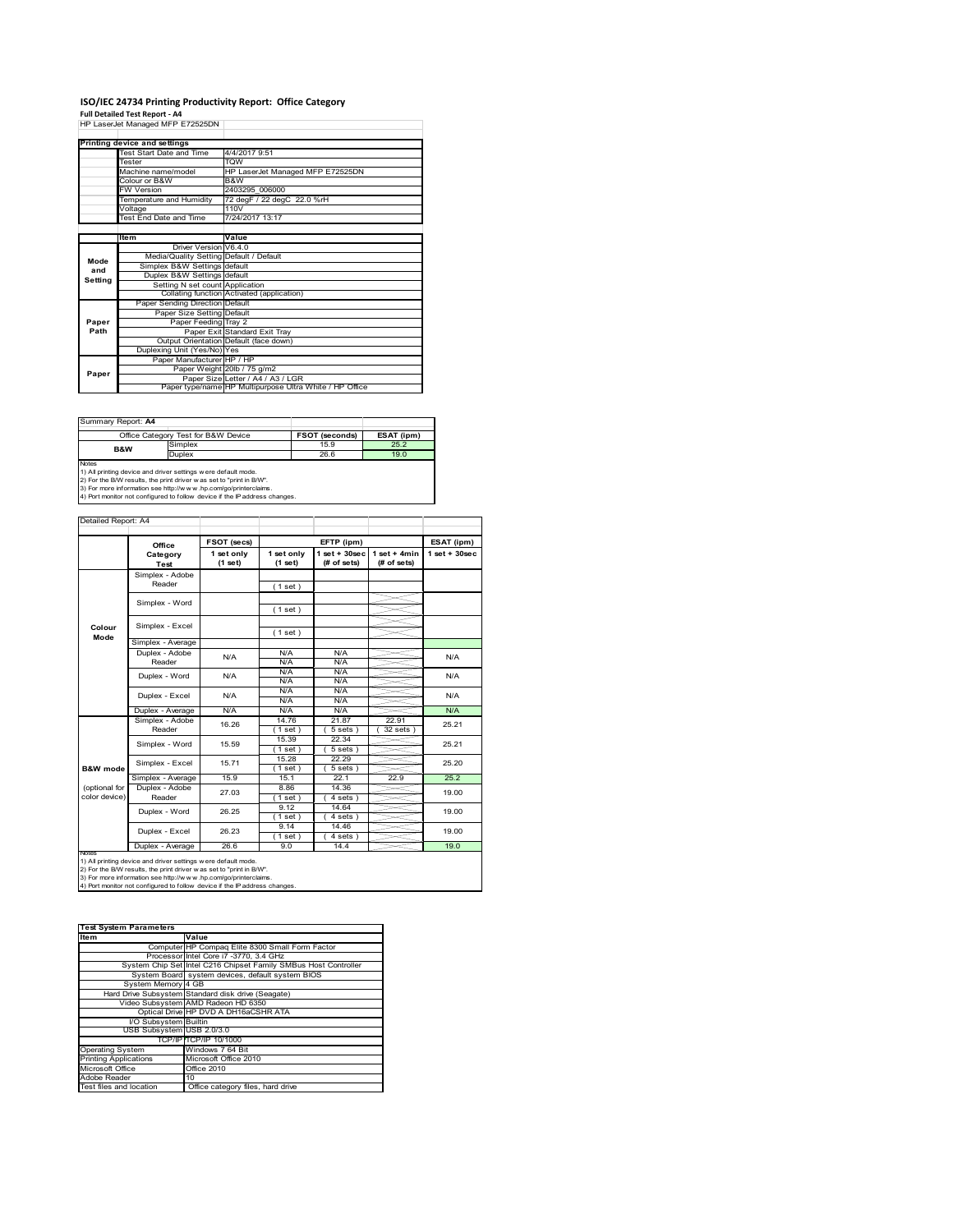# ISO/IEC 24734 Printing Productivity Report: Office Category

**Full Detailed Test Report - A4**

HP LaserJet Managed MFP E72525DN

| Printing device and settings | |
|---|---|
| Test Start Date and Time | 4/4/2017 9:51 |
| Tester | TQW |
| Machine name/model | HP LaserJet Managed MFP E72525DN |
| Colour or B&W | B&W |
| FW Version | 2403295_006000 |
| Temperature and Humidity | 72 degF / 22 degC 22.0 %rH |
| Voltage | 110V |
| Test End Date and Time | 7/24/2017 13:17 |

| | Item | Value |
|---|---|---|
| Mode and Setting | Driver Version | V6.4.0 |
| | Media/Quality Setting | Default / Default |
| | Simplex B&W Settings | default |
| | Duplex B&W Settings | default |
| | Setting N set count | Application |
| | Collating function | Activated (application) |
| Paper Path | Paper Sending Direction | Default |
| | Paper Size Setting | Default |
| | Paper Feeding | Tray 2 |
| | Paper Exit | Standard Exit Tray |
| | Output Orientation | Default (face down) |
| | Duplexing Unit (Yes/No) | Yes |
| Paper | Paper Manufacturer | HP / HP |
| | Paper Weight | 20lb / 75 g/m2 |
| | Paper Size | Letter / A4 / A3 / LGR |
| | Paper type/name | HP Multipurpose Ultra White / HP Office |

Summary Report: **A4**

| Office Category Test for B&W Device | | FSOT (seconds) | ESAT (ipm) |
|---|---|---|---|
| B&W | Simplex | 15.9 | 25.2 |
| | Duplex | 26.6 | 19.0 |

Notes
1) All printing device and driver settings were default mode.
2) For the B/W results, the print driver was set to "print in B/W".
3) For more information see http://www.hp.com/go/printerclaims.
4) Port monitor not configured to follow device if the IP address changes.

Detailed Report: A4

| | Office Category Test | FSOT (secs) 1 set only (1 set) | EFTP (ipm) 1 set only (1 set) | EFTP (ipm) 1 set + 30sec (# of sets) | EFTP (ipm) 1 set + 4min (# of sets) | ESAT (ipm) 1 set + 30sec |
|---|---|---|---|---|---|---|
| Colour Mode | Simplex - Adobe Reader | | (1 set) | | | |
| | Simplex - Word | | (1 set) | | | |
| | Simplex - Excel | | (1 set) | | | |
| | Simplex - Average | | | | | |
| | Duplex - Adobe Reader | N/A | N/A / N/A | N/A / N/A | | N/A |
| | Duplex - Word | N/A | N/A / N/A | N/A / N/A | | N/A |
| | Duplex - Excel | N/A | N/A / N/A | N/A / N/A | | N/A |
| | Duplex - Average | N/A | N/A | N/A | | N/A |
| B&W mode (optional for color device) | Simplex - Adobe Reader | 16.26 | 14.76 (1 set) | 21.87 (5 sets) | 22.91 (32 sets) | 25.21 |
| | Simplex - Word | 15.59 | 15.39 (1 set) | 22.34 (5 sets) | | 25.21 |
| | Simplex - Excel | 15.71 | 15.28 (1 set) | 22.29 (5 sets) | | 25.20 |
| | Simplex - Average | 15.9 | 15.1 | 22.1 | 22.9 | 25.2 |
| | Duplex - Adobe Reader | 27.03 | 8.86 (1 set) | 14.36 (4 sets) | | 19.00 |
| | Duplex - Word | 26.25 | 9.12 (1 set) | 14.64 (4 sets) | | 19.00 |
| | Duplex - Excel | 26.23 | 9.14 (1 set) | 14.46 (4 sets) | | 19.00 |
| | Duplex - Average | 26.6 | 9.0 | 14.4 | | 19.0 |

Notes
1) All printing device and driver settings were default mode.
2) For the B/W results, the print driver was set to "print in B/W".
3) For more information see http://www.hp.com/go/printerclaims.
4) Port monitor not configured to follow device if the IP address changes.

| Test System Parameters | |
|---|---|
| **Item** | **Value** |
| Computer | HP Compaq Elite 8300 Small Form Factor |
| Processor | Intel Core i7 -3770, 3.4 GHz |
| System Chip Set | Intel C216 Chipset Family SMBus Host Controller |
| System Board | system devices, default system BIOS |
| System Memory | 4 GB |
| Hard Drive Subsystem | Standard disk drive (Seagate) |
| Video Subsystem | AMD Radeon HD 6350 |
| Optical Drive | HP DVD A DH16aCSHR ATA |
| I/O Subsystem | Builtin |
| USB Subsystem | USB 2.0/3.0 |
| TCP/IP | TCP/IP 10/1000 |
| Operating System | Windows 7 64 Bit |
| Printing Applications | Microsoft Office 2010 |
| Microsoft Office | Office 2010 |
| Adobe Reader | 10 |
| Test files and location | Office category files, hard drive |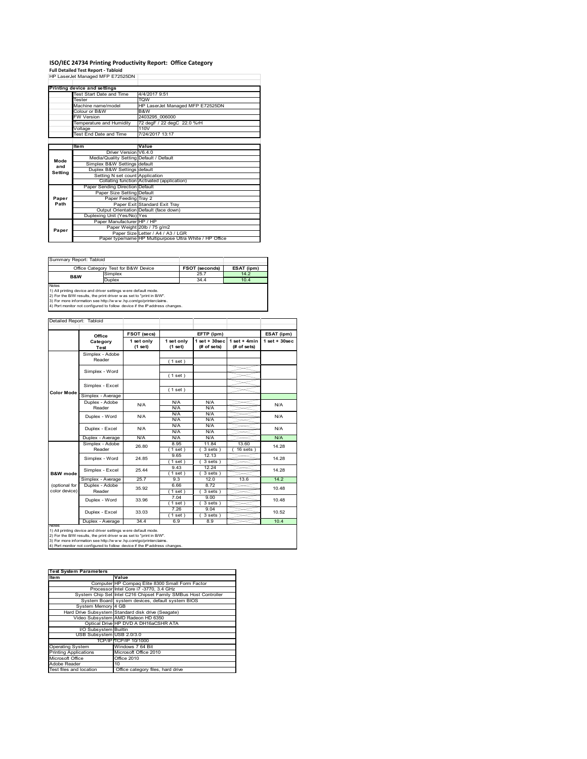# ISO/IEC 24734 Printing Productivity Report: Office Category

**Full Detailed Test Report - Tabloid**

HP LaserJet Managed MFP E72525DN

| Printing device and settings | |
|---|---|
| Test Start Date and Time | 4/4/2017 9:51 |
| Tester | TQW |
| Machine name/model | HP LaserJet Managed MFP E72525DN |
| Colour or B&W | B&W |
| FW Version | 2403295_006000 |
| Temperature and Humidity | 72 degF / 22 degC 22.0 %rH |
| Voltage | 110V |
| Test End Date and Time | 7/24/2017 13:17 |

| | Item | Value |
|---|---|---|
| Mode and Setting | Driver Version | V6.4.0 |
| | Media/Quality Setting | Default / Default |
| | Simplex B&W Settings | default |
| | Duplex B&W Settings | default |
| | Setting N set count | Application |
| | Collating function | Activated (application) |
| Paper Path | Paper Sending Direction | Default |
| | Paper Size Setting | Default |
| | Paper Feeding | Tray 2 |
| | Paper Exit | Standard Exit Tray |
| | Output Orientation | Default (face down) |
| | Duplexing Unit (Yes/No) | Yes |
| Paper | Paper Manufacturer | HP / HP |
| | Paper Weight | 20lb / 75 g/m2 |
| | Paper Size | Letter / A4 / A3 / LGR |
| | Paper type/name | HP Multipurpose Ultra White / HP Office |

Summary Report: Tabloid

| Office Category Test for B&W Device | | FSOT (seconds) | ESAT (ipm) |
|---|---|---|---|
| B&W | Simplex | 25.7 | 14.2 |
| | Duplex | 34.4 | 10.4 |

Notes
1) All printing device and driver settings were default mode.
2) For the B/W results, the print driver was set to "print in B/W".
3) For more information see http://www.hp.com/go/printerclaims.
4) Port monitor not configured to follow device if the IP address changes.

Detailed Report: Tabloid

| | Office Category Test | FSOT (secs) 1 set only (1 set) | EFTP (ipm) 1 set only (1 set) | EFTP (ipm) 1 set + 30sec (# of sets) | EFTP (ipm) 1 set + 4min (# of sets) | ESAT (ipm) 1 set + 30sec |
|---|---|---|---|---|---|---|
| Color Mode | Simplex - Adobe Reader | | (1 set) | | | |
| | Simplex - Word | | (1 set) | | | |
| | Simplex - Excel | | (1 set) | | | |
| | Simplex - Average | | | | | |
| | Duplex - Adobe Reader | N/A | N/A<br>N/A | N/A<br>N/A | | N/A |
| | Duplex - Word | N/A | N/A<br>N/A | N/A<br>N/A | | N/A |
| | Duplex - Excel | N/A | N/A<br>N/A | N/A<br>N/A | | N/A |
| | Duplex - Average | N/A | N/A | N/A | | N/A |
| B&W mode (optional for color device) | Simplex - Adobe Reader | 26.80 | 8.95<br>(1 set) | 11.84<br>(3 sets) | 13.60<br>(16 sets) | 14.28 |
| | Simplex - Word | 24.85 | 9.65<br>(1 set) | 12.13<br>(3 sets) | | 14.28 |
| | Simplex - Excel | 25.44 | 9.43<br>(1 set) | 12.24<br>(3 sets) | | 14.28 |
| | Simplex - Average | 25.7 | 9.3 | 12.0 | 13.6 | 14.2 |
| | Duplex - Adobe Reader | 35.92 | 6.66<br>(1 set) | 8.72<br>(3 sets) | | 10.48 |
| | Duplex - Word | 33.96 | 7.04<br>(1 set) | 9.00<br>(3 sets) | | 10.48 |
| | Duplex - Excel | 33.03 | 7.26<br>(1 set) | 9.04<br>(3 sets) | | 10.52 |
| | Duplex - Average | 34.4 | 6.9 | 8.9 | | 10.4 |

Notes
1) All printing device and driver settings were default mode.
2) For the B/W results, the print driver was set to "print in B/W".
3) For more information see http://www.hp.com/go/printerclaims.
4) Port monitor not configured to follow device if the IP address changes.

| Test System Parameters | |
|---|---|
| Item | Value |
| Computer | HP Compaq Elite 8300 Small Form Factor |
| Processor | Intel Core i7 -3770, 3.4 GHz |
| System Chip Set | Intel C216 Chipset Family SMBus Host Controller |
| System Board | system devices, default system BIOS |
| System Memory | 4 GB |
| Hard Drive Subsystem | Standard disk drive (Seagate) |
| Video Subsystem | AMD Radeon HD 6350 |
| Optical Drive | HP DVD A DH16aCSHR ATA |
| I/O Subsystem | Builtin |
| USB Subsystem | USB 2.0/3.0 |
| TCP/IP | TCP/IP 10/1000 |
| Operating System | Windows 7 64 Bit |
| Printing Applications | Microsoft Office 2010 |
| Microsoft Office | Office 2010 |
| Adobe Reader | 10 |
| Test files and location | Office category files, hard drive |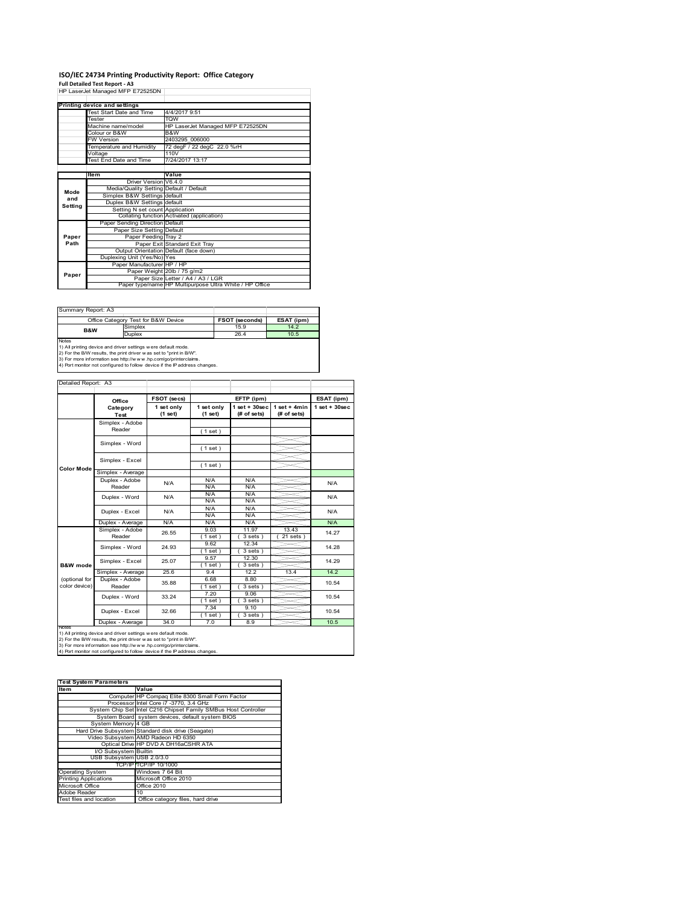# ISO/IEC 24734 Printing Productivity Report: Office Category

**Full Detailed Test Report - A3**

HP LaserJet Managed MFP E72525DN

| Printing device and settings | |
|---|---|
| Test Start Date and Time | 4/4/2017 9:51 |
| Tester | TQW |
| Machine name/model | HP LaserJet Managed MFP E72525DN |
| Colour or B&W | B&W |
| FW Version | 2403295_006000 |
| Temperature and Humidity | 72 degF / 22 degC 22.0 %rH |
| Voltage | 110V |
| Test End Date and Time | 7/24/2017 13:17 |

| | Item | Value |
|---|---|---|
| Mode and Setting | Driver Version | V6.4.0 |
| | Media/Quality Setting | Default / Default |
| | Simplex B&W Settings | default |
| | Duplex B&W Settings | default |
| | Setting N set count | Application |
| | Collating function | Activated (application) |
| Paper Path | Paper Sending Direction | Default |
| | Paper Size Setting | Default |
| | Paper Feeding | Tray 2 |
| | Paper Exit | Standard Exit Tray |
| | Output Orientation | Default (face down) |
| | Duplexing Unit (Yes/No) | Yes |
| Paper | Paper Manufacturer | HP / HP |
| | Paper Weight | 20lb / 75 g/m2 |
| | Paper Size | Letter / A4 / A3 / LGR |
| | Paper type/name | HP Multipurpose Ultra White / HP Office |

Summary Report: A3

| Office Category Test for B&W Device | | FSOT (seconds) | ESAT (ipm) |
|---|---|---|---|
| B&W | Simplex | 15.9 | 14.2 |
| | Duplex | 26.4 | 10.5 |

Notes
1) All printing device and driver settings were default mode.
2) For the B/W results, the print driver was set to "print in B/W".
3) For more information see http://www.hp.com/go/printerclaims.
4) Port monitor not configured to follow device if the IP address changes.

Detailed Report: A3

| | Office Category Test | FSOT (secs) 1 set only (1 set) | EFTP (ipm) 1 set only (1 set) | EFTP (ipm) 1 set + 30sec (# of sets) | EFTP (ipm) 1 set + 4min (# of sets) | ESAT (ipm) 1 set + 30sec |
|---|---|---|---|---|---|---|
| Color Mode | Simplex - Adobe Reader | | (1 set) | | | |
| | Simplex - Word | | (1 set) | | | |
| | Simplex - Excel | | (1 set) | | | |
| | Simplex - Average | | | | | |
| | Duplex - Adobe Reader | N/A | N/A N/A | N/A N/A | | N/A |
| | Duplex - Word | N/A | N/A N/A | N/A N/A | | N/A |
| | Duplex - Excel | N/A | N/A N/A | N/A N/A | | N/A |
| | Duplex - Average | N/A | N/A | N/A | | N/A |
| B&W mode (optional for color device) | Simplex - Adobe Reader | 26.55 | 9.03 (1 set) | 11.97 (3 sets) | 13.43 (21 sets) | 14.27 |
| | Simplex - Word | 24.93 | 9.62 (1 set) | 12.34 (3 sets) | | 14.28 |
| | Simplex - Excel | 25.07 | 9.57 (1 set) | 12.30 (3 sets) | | 14.29 |
| | Simplex - Average | 25.6 | 9.4 | 12.2 | 13.4 | 14.2 |
| | Duplex - Adobe Reader | 35.88 | 6.68 (1 set) | 8.80 (3 sets) | | 10.54 |
| | Duplex - Word | 33.24 | 7.20 (1 set) | 9.06 (3 sets) | | 10.54 |
| | Duplex - Excel | 32.66 | 7.34 (1 set) | 9.10 (3 sets) | | 10.54 |
| | Duplex - Average | 34.0 | 7.0 | 8.9 | | 10.5 |

Notes
1) All printing device and driver settings were default mode.
2) For the B/W results, the print driver was set to "print in B/W".
3) For more information see http://www.hp.com/go/printerclaims.
4) Port monitor not configured to follow device if the IP address changes.

| Test System Parameters | |
|---|---|
| **Item** | **Value** |
| Computer | HP Compaq Elite 8300 Small Form Factor |
| Processor | Intel Core i7 -3770, 3.4 GHz |
| System Chip Set | Intel C216 Chipset Family SMBus Host Controller |
| System Board | system devices, default system BIOS |
| System Memory | 4 GB |
| Hard Drive Subsystem | Standard disk drive (Seagate) |
| Video Subsystem | AMD Radeon HD 6350 |
| Optical Drive | HP DVD A DH16aCSHR ATA |
| I/O Subsystem | Builtin |
| USB Subsystem | USB 2.0/3.0 |
| TCP/IP | TCP/IP 10/1000 |
| Operating System | Windows 7 64 Bit |
| Printing Applications | Microsoft Office 2010 |
| Microsoft Office | Office 2010 |
| Adobe Reader | 10 |
| Test files and location | Office category files, hard drive |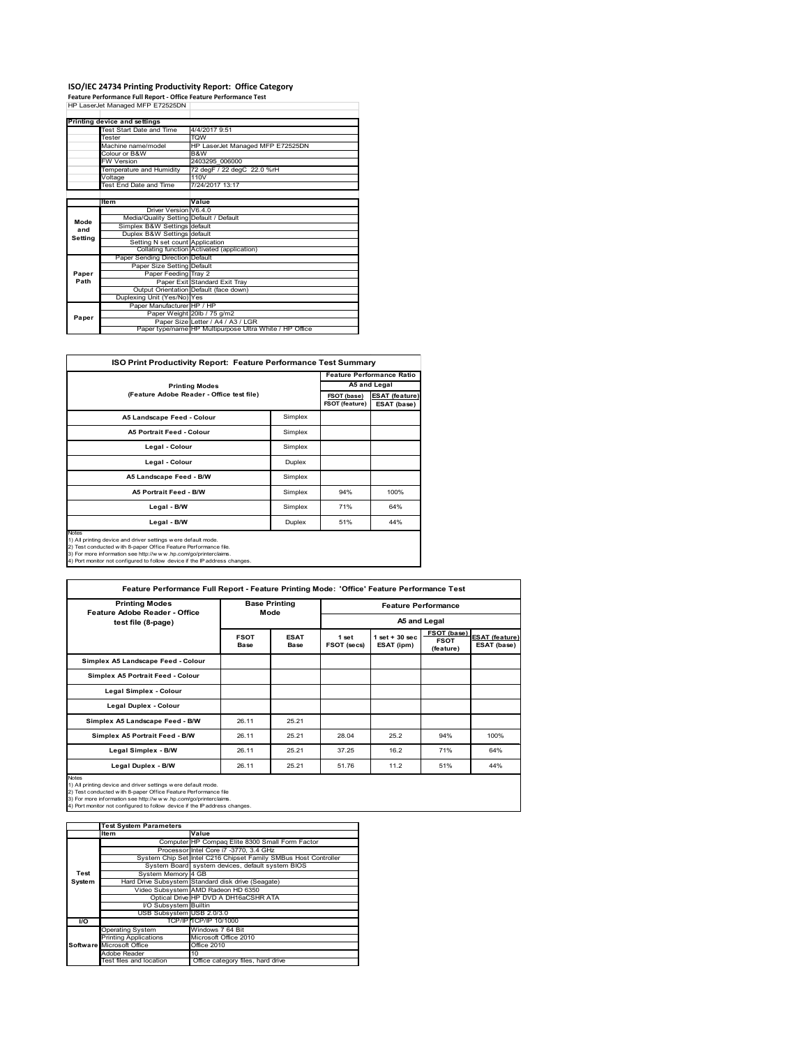# ISO/IEC 24734 Printing Productivity Report: Office Category

**Feature Performance Full Report - Office Feature Performance Test**

HP LaserJet Managed MFP E72525DN

| Printing device and settings | |
|---|---|
| Test Start Date and Time | 4/4/2017 9:51 |
| Tester | TQW |
| Machine name/model | HP LaserJet Managed MFP E72525DN |
| Colour or B&W | B&W |
| FW Version | 2403295_006000 |
| Temperature and Humidity | 72 degF / 22 degC 22.0 %rH |
| Voltage | 110V |
| Test End Date and Time | 7/24/2017 13:17 |

| | Item | Value |
|---|---|---|
| Mode and Setting | Driver Version | V6.4.0 |
| | Media/Quality Setting | Default / Default |
| | Simplex B&W Settings | default |
| | Duplex B&W Settings | default |
| | Setting N set count | Application |
| | Collating function | Activated (application) |
| Paper Path | Paper Sending Direction | Default |
| | Paper Size Setting | Default |
| | Paper Feeding | Tray 2 |
| | Paper Exit | Standard Exit Tray |
| | Output Orientation | Default (face down) |
| | Duplexing Unit (Yes/No) | Yes |
| Paper | Paper Manufacturer | HP / HP |
| | Paper Weight | 20lb / 75 g/m2 |
| | Paper Size | Letter / A4 / A3 / LGR |
| | Paper type/name | HP Multipurpose Ultra White / HP Office |

## ISO Print Productivity Report: Feature Performance Test Summary

| Printing Modes (Feature Adobe Reader - Office test file) | | Feature Performance Ratio A5 and Legal | |
|---|---|---|---|
| | | FSOT (base) / FSOT (feature) | ESAT (feature) / ESAT (base) |
| A5 Landscape Feed - Colour | Simplex | | |
| A5 Portrait Feed - Colour | Simplex | | |
| Legal - Colour | Simplex | | |
| Legal - Colour | Duplex | | |
| A5 Landscape Feed - B/W | Simplex | | |
| A5 Portrait Feed - B/W | Simplex | 94% | 100% |
| Legal - B/W | Simplex | 71% | 64% |
| Legal - B/W | Duplex | 51% | 44% |

Notes
1) All printing device and driver settings were default mode.
2) Test conducted with 8-paper Office Feature Performance file.
3) For more information see http://www.hp.com/go/printerclaims.
4) Port monitor not configured to follow device if the IP address changes.

## Feature Performance Full Report - Feature Printing Mode: 'Office' Feature Performance Test

| Printing Modes Feature Adobe Reader - Office test file (8-page) | Base Printing Mode | | Feature Performance A5 and Legal | | | |
|---|---|---|---|---|---|---|
| | FSOT Base | ESAT Base | 1 set FSOT (secs) | 1 set + 30 sec ESAT (ipm) | FSOT (base) / FSOT (feature) | ESAT (feature) / ESAT (base) |
| Simplex A5 Landscape Feed - Colour | | | | | | |
| Simplex A5 Portrait Feed - Colour | | | | | | |
| Legal Simplex - Colour | | | | | | |
| Legal Duplex - Colour | | | | | | |
| Simplex A5 Landscape Feed - B/W | 26.11 | 25.21 | | | | |
| Simplex A5 Portrait Feed - B/W | 26.11 | 25.21 | 28.04 | 25.2 | 94% | 100% |
| Legal Simplex - B/W | 26.11 | 25.21 | 37.25 | 16.2 | 71% | 64% |
| Legal Duplex - B/W | 26.11 | 25.21 | 51.76 | 11.2 | 51% | 44% |

Notes
1) All printing device and driver settings were default mode.
2) Test conducted with 8-paper Office Feature Performance file
3) For more information see http://www.hp.com/go/printerclaims.
4) Port monitor not configured to follow device if the IP address changes.

| | Test System Parameters | |
|---|---|---|
| | Item | Value |
| Test System | Computer | HP Compaq Elite 8300 Small Form Factor |
| | Processor | Intel Core i7 -3770, 3.4 GHz |
| | System Chip Set | Intel C216 Chipset Family SMBus Host Controller |
| | System Board | system devices, default system BIOS |
| | System Memory | 4 GB |
| | Hard Drive Subsystem | Standard disk drive (Seagate) |
| | Video Subsystem | AMD Radeon HD 6350 |
| | Optical Drive | HP DVD A DH16aCSHR ATA |
| | I/O Subsystem | Builtin |
| | USB Subsystem | USB 2.0/3.0 |
| I/O | TCP/IP | TCP/IP 10/1000 |
| Software | Operating System | Windows 7 64 Bit |
| | Printing Applications | Microsoft Office 2010 |
| | Microsoft Office | Office 2010 |
| | Adobe Reader | 10 |
| | Test files and location | Office category files, hard drive |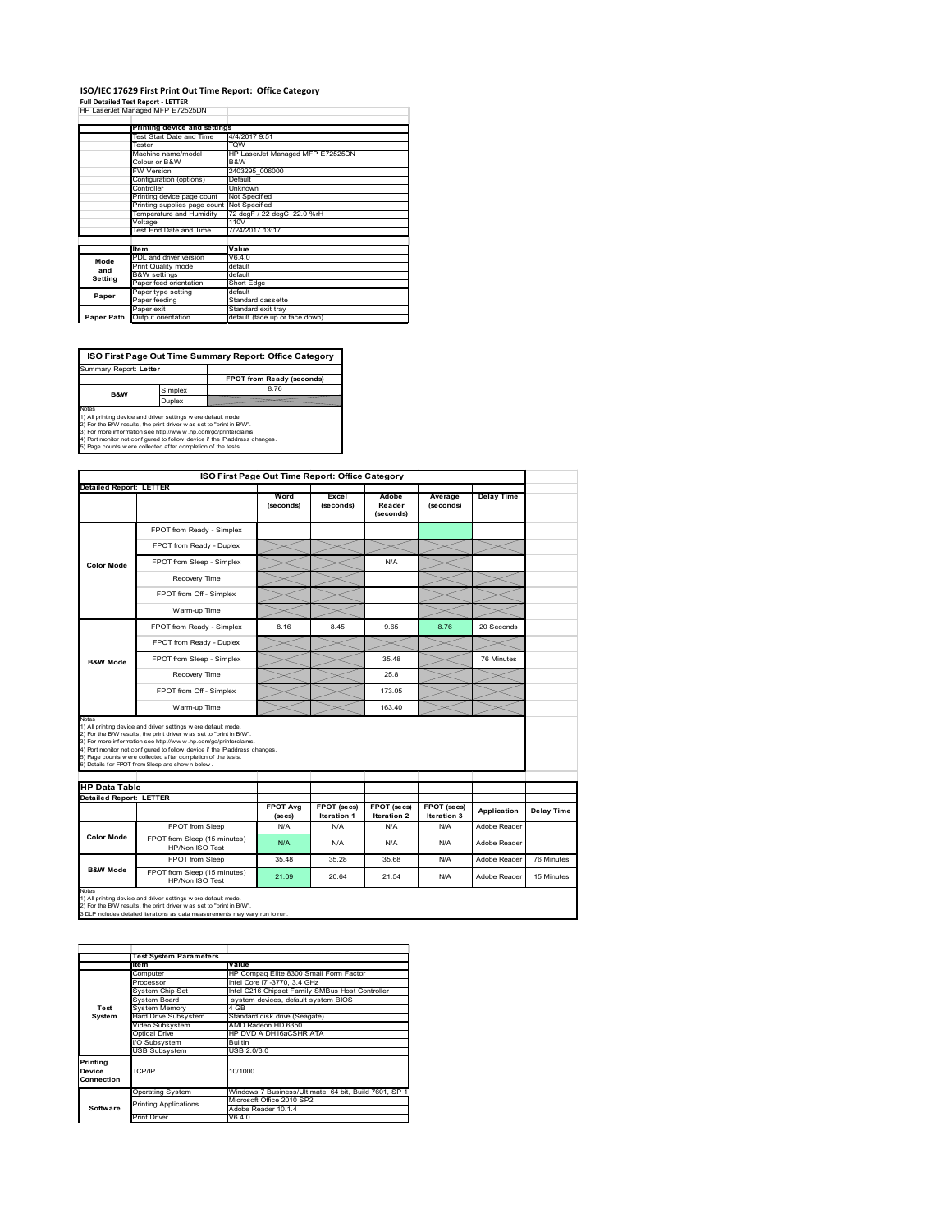# ISO/IEC 17629 First Print Out Time Report: Office Category

**Full Detailed Test Report - LETTER**

HP LaserJet Managed MFP E72525DN

| | Printing device and settings | |
|---|---|---|
| | Test Start Date and Time | 4/4/2017 9:51 |
| | Tester | TQW |
| | Machine name/model | HP LaserJet Managed MFP E72525DN |
| | Colour or B&W | B&W |
| | FW Version | 2403295_006000 |
| | Configuration (options) | Default |
| | Controller | Unknown |
| | Printing device page count | Not Specified |
| | Printing supplies page count | Not Specified |
| | Temperature and Humidity | 72 degF / 22 degC 22.0 %rH |
| | Voltage | 110V |
| | Test End Date and Time | 7/24/2017 13:17 |

| | Item | Value |
|---|---|---|
| Mode and Setting | PDL and driver version | V6.4.0 |
| | Print Quality mode | default |
| | B&W settings | default |
| | Paper feed orientation | Short Edge |
| Paper | Paper type setting | default |
| | Paper feeding | Standard cassette |
| | Paper exit | Standard exit tray |
| Paper Path | Output orientation | default (face up or face down) |

**ISO First Page Out Time Summary Report: Office Category**

Summary Report: **Letter**

| | | FPOT from Ready (seconds) |
|---|---|---|
| B&W | Simplex | 8.76 |
| | Duplex | |

Notes
1) All printing device and driver settings were default mode.
2) For the B/W results, the print driver was set to "print in B/W".
3) For more information see http://www.hp.com/go/printerclaims.
4) Port monitor not configured to follow device if the IP address changes.
5) Page counts were collected after completion of the tests.

**ISO First Page Out Time Report: Office Category**

Detailed Report: **LETTER**

| | | Word (seconds) | Excel (seconds) | Adobe Reader (seconds) | Average (seconds) | Delay Time |
|---|---|---|---|---|---|---|
| Color Mode | FPOT from Ready - Simplex | | | | | |
| | FPOT from Ready - Duplex | | | | | |
| | FPOT from Sleep - Simplex | | | N/A | | |
| | Recovery Time | | | | | |
| | FPOT from Off - Simplex | | | | | |
| | Warm-up Time | | | | | |
| B&W Mode | FPOT from Ready - Simplex | 8.16 | 8.45 | 9.65 | 8.76 | 20 Seconds |
| | FPOT from Ready - Duplex | | | | | |
| | FPOT from Sleep - Simplex | | | 35.48 | | 76 Minutes |
| | Recovery Time | | | 25.8 | | |
| | FPOT from Off - Simplex | | | 173.05 | | |
| | Warm-up Time | | | 163.40 | | |

Notes
1) All printing device and driver settings were default mode.
2) For the B/W results, the print driver was set to "print in B/W".
3) For more information see http://www.hp.com/go/printerclaims.
4) Port monitor not configured to follow device if the IP address changes.
5) Page counts were collected after completion of the tests.
6) Details for FPOT from Sleep are shown below.

**HP Data Table**

Detailed Report: **LETTER**

| | | FPOT Avg (secs) | FPOT (secs) Iteration 1 | FPOT (secs) Iteration 2 | FPOT (secs) Iteration 3 | Application | Delay Time |
|---|---|---|---|---|---|---|---|
| Color Mode | FPOT from Sleep | N/A | N/A | N/A | N/A | Adobe Reader | |
| | FPOT from Sleep (15 minutes) HP/Non ISO Test | N/A | N/A | N/A | N/A | Adobe Reader | |
| B&W Mode | FPOT from Sleep | 35.48 | 35.28 | 35.68 | N/A | Adobe Reader | 76 Minutes |
| | FPOT from Sleep (15 minutes) HP/Non ISO Test | 21.09 | 20.64 | 21.54 | N/A | Adobe Reader | 15 Minutes |

Notes
1) All printing device and driver settings were default mode.
2) For the B/W results, the print driver was set to "print in B/W".
3 DLP includes detailed iterations as data measurements may vary run to run.

| | Test System Parameters | |
|---|---|---|
| | Item | Value |
| Test System | Computer | HP Compaq Elite 8300 Small Form Factor |
| | Processor | Intel Core i7 -3770, 3.4 GHz |
| | System Chip Set | Intel C216 Chipset Family SMBus Host Controller |
| | System Board | system devices, default system BIOS |
| | System Memory | 4 GB |
| | Hard Drive Subsystem | Standard disk drive (Seagate) |
| | Video Subsystem | AMD Radeon HD 6350 |
| | Optical Drive | HP DVD A DH16aCSHR ATA |
| | I/O Subsystem | Builtin |
| | USB Subsystem | USB 2.0/3.0 |
| Printing Device Connection | TCP/IP | 10/1000 |
| Software | Operating System | Windows 7 Business/Ultimate, 64 bit, Build 7601, SP 1 |
| | Printing Applications | Microsoft Office 2010 SP2 |
| | | Adobe Reader 10.1.4 |
| | Print Driver | V6.4.0 |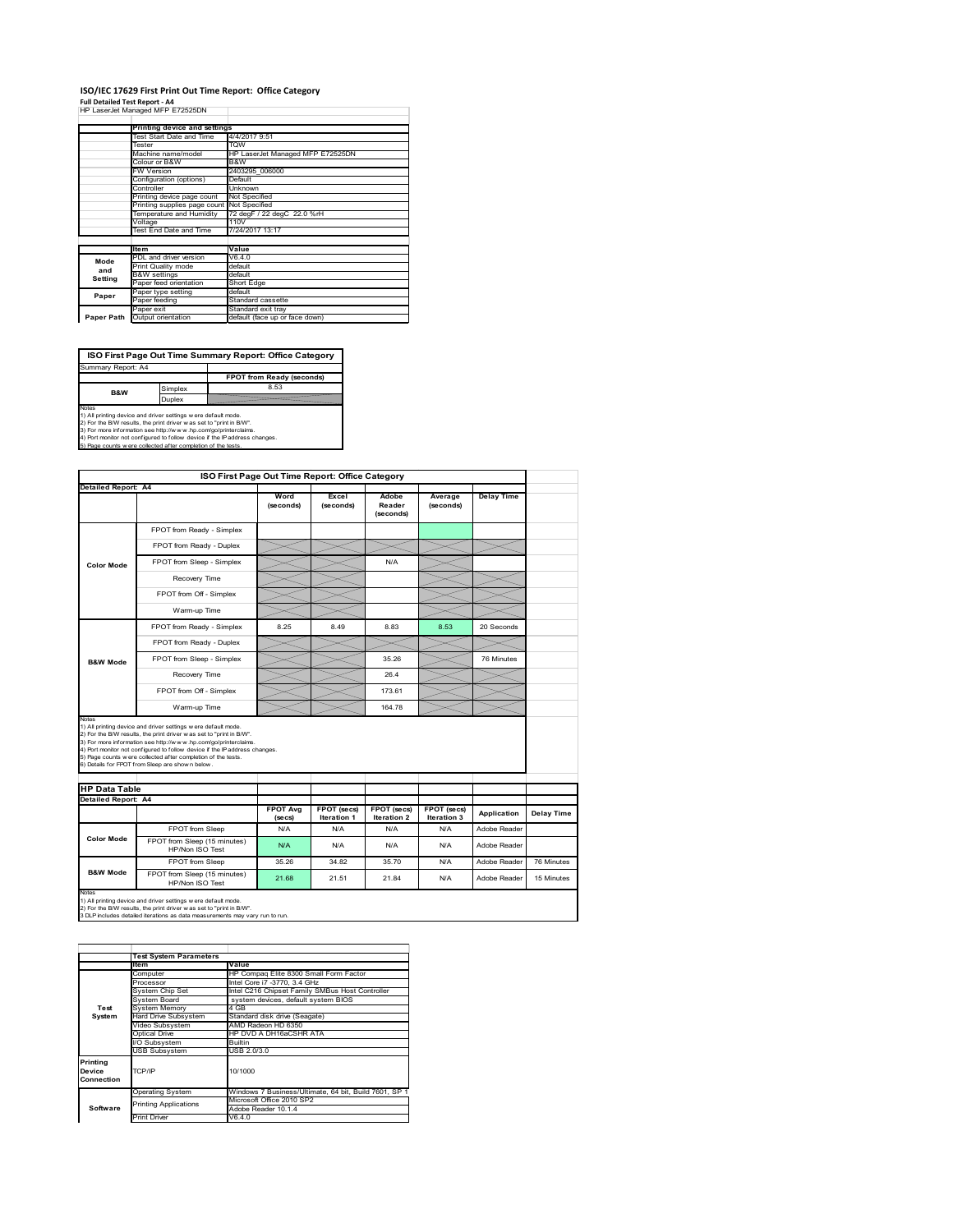# ISO/IEC 17629 First Print Out Time Report: Office Category

**Full Detailed Test Report - A4**

HP LaserJet Managed MFP E72525DN

| | Printing device and settings | |
|---|---|---|
| | Test Start Date and Time | 4/4/2017 9:51 |
| | Tester | TQW |
| | Machine name/model | HP LaserJet Managed MFP E72525DN |
| | Colour or B&W | B&W |
| | FW Version | 2403295_006000 |
| | Configuration (options) | Default |
| | Controller | Unknown |
| | Printing device page count | Not Specified |
| | Printing supplies page count | Not Specified |
| | Temperature and Humidity | 72 degF / 22 degC 22.0 %rH |
| | Voltage | 110V |
| | Test End Date and Time | 7/24/2017 13:17 |

| | Item | Value |
|---|---|---|
| Mode and Setting | PDL and driver version | V6.4.0 |
| | Print Quality mode | default |
| | B&W settings | default |
| | Paper feed orientation | Short Edge |
| Paper | Paper type setting | default |
| | Paper feeding | Standard cassette |
| | Paper exit | Standard exit tray |
| Paper Path | Output orientation | default (face up or face down) |

## ISO First Page Out Time Summary Report: Office Category

Summary Report: A4

| | | FPOT from Ready (seconds) |
|---|---|---|
| B&W | Simplex | 8.53 |
| | Duplex | |

Notes
1) All printing device and driver settings were default mode.
2) For the B/W results, the print driver was set to "print in B/W".
3) For more information see http://www.hp.com/go/printerclaims.
4) Port monitor not configured to follow device if the IP address changes.
5) Page counts were collected after completion of the tests.

## ISO First Page Out Time Report: Office Category

Detailed Report: A4

| | | Word (seconds) | Excel (seconds) | Adobe Reader (seconds) | Average (seconds) | Delay Time |
|---|---|---|---|---|---|---|
| Color Mode | FPOT from Ready - Simplex | | | | | |
| | FPOT from Ready - Duplex | | | | | |
| | FPOT from Sleep - Simplex | | | N/A | | |
| | Recovery Time | | | | | |
| | FPOT from Off - Simplex | | | | | |
| | Warm-up Time | | | | | |
| B&W Mode | FPOT from Ready - Simplex | 8.25 | 8.49 | 8.83 | 8.53 | 20 Seconds |
| | FPOT from Ready - Duplex | | | | | |
| | FPOT from Sleep - Simplex | | | 35.26 | | 76 Minutes |
| | Recovery Time | | | 26.4 | | |
| | FPOT from Off - Simplex | | | 173.61 | | |
| | Warm-up Time | | | 164.78 | | |

Notes
1) All printing device and driver settings were default mode.
2) For the B/W results, the print driver was set to "print in B/W".
3) For more information see http://www.hp.com/go/printerclaims.
4) Port monitor not configured to follow device if the IP address changes.
5) Page counts were collected after completion of the tests.
6) Details for FPOT from Sleep are shown below.

## HP Data Table

Detailed Report: A4

| | | FPOT Avg (secs) | FPOT (secs) Iteration 1 | FPOT (secs) Iteration 2 | FPOT (secs) Iteration 3 | Application | Delay Time |
|---|---|---|---|---|---|---|---|
| Color Mode | FPOT from Sleep | N/A | N/A | N/A | N/A | Adobe Reader | |
| | FPOT from Sleep (15 minutes) HP/Non ISO Test | N/A | N/A | N/A | N/A | Adobe Reader | |
| B&W Mode | FPOT from Sleep | 35.26 | 34.82 | 35.70 | N/A | Adobe Reader | 76 Minutes |
| | FPOT from Sleep (15 minutes) HP/Non ISO Test | 21.68 | 21.51 | 21.84 | N/A | Adobe Reader | 15 Minutes |

Notes
1) All printing device and driver settings were default mode.
2) For the B/W results, the print driver was set to "print in B/W".
3 DLP includes detailed iterations as data measurements may vary run to run.

| | Test System Parameters | |
|---|---|---|
| | Item | Value |
| Test System | Computer | HP Compaq Elite 8300 Small Form Factor |
| | Processor | Intel Core i7 -3770, 3.4 GHz |
| | System Chip Set | Intel C216 Chipset Family SMBus Host Controller |
| | System Board | system devices, default system BIOS |
| | System Memory | 4 GB |
| | Hard Drive Subsystem | Standard disk drive (Seagate) |
| | Video Subsystem | AMD Radeon HD 6350 |
| | Optical Drive | HP DVD A DH16aCSHR ATA |
| | I/O Subsystem | Builtin |
| | USB Subsystem | USB 2.0/3.0 |
| Printing Device Connection | TCP/IP | 10/1000 |
| Software | Operating System | Windows 7 Business/Ultimate, 64 bit, Build 7601, SP 1 |
| | Printing Applications | Microsoft Office 2010 SP2 |
| | | Adobe Reader 10.1.4 |
| | Print Driver | V6.4.0 |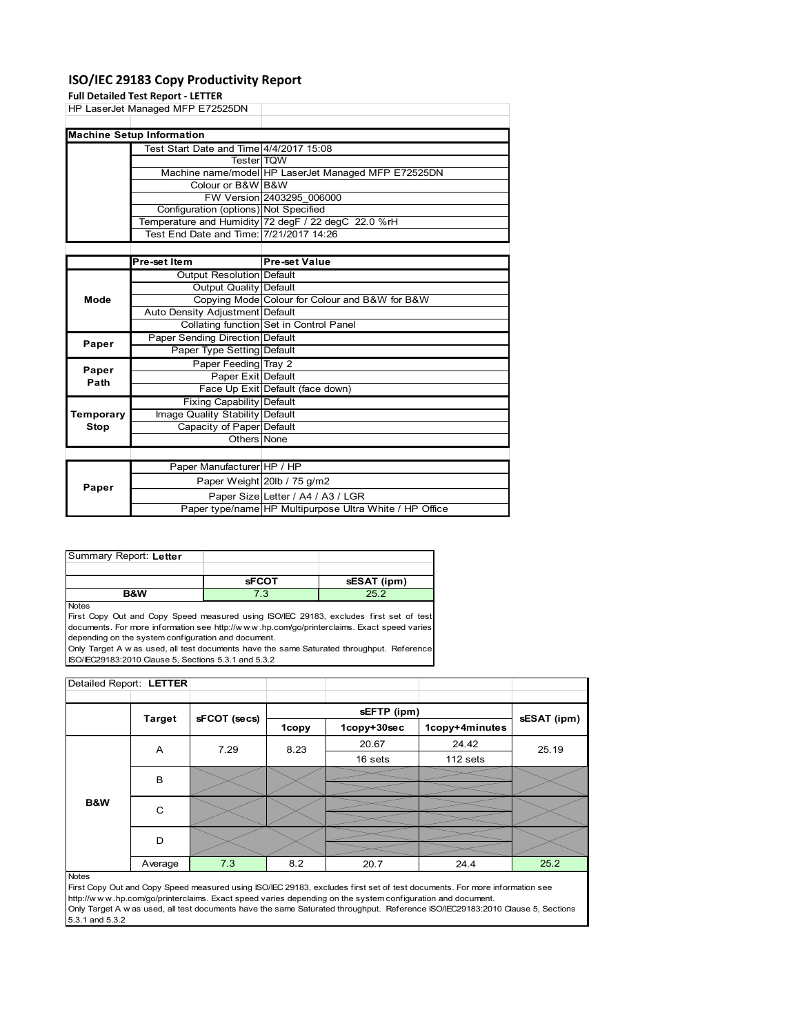# ISO/IEC 29183 Copy Productivity Report

**Full Detailed Test Report - LETTER**

HP LaserJet Managed MFP E72525DN

| Machine Setup Information | | |
|---|---|---|
| | Test Start Date and Time | 4/4/2017 15:08 |
| | Tester | TQW |
| | Machine name/model | HP LaserJet Managed MFP E72525DN |
| | Colour or B&W | B&W |
| | FW Version | 2403295_006000 |
| | Configuration (options) | Not Specified |
| | Temperature and Humidity | 72 degF / 22 degC 22.0 %rH |
| | Test End Date and Time: | 7/21/2017 14:26 |

| | Pre-set Item | Pre-set Value |
|---|---|---|
| Mode | Output Resolution | Default |
| | Output Quality | Default |
| | Copying Mode | Colour for Colour and B&W for B&W |
| | Auto Density Adjustment | Default |
| | Collating function | Set in Control Panel |
| Paper | Paper Sending Direction | Default |
| | Paper Type Setting | Default |
| Paper Path | Paper Feeding | Tray 2 |
| | Paper Exit | Default |
| | Face Up Exit | Default (face down) |
| Temporary Stop | Fixing Capability | Default |
| | Image Quality Stability | Default |
| | Capacity of Paper | Default |
| | Others | None |

| | | |
|---|---|---|
| Paper | Paper Manufacturer | HP / HP |
| | Paper Weight | 20lb / 75 g/m2 |
| | Paper Size | Letter / A4 / A3 / LGR |
| | Paper type/name | HP Multipurpose Ultra White / HP Office |

Summary Report: **Letter**

| | sFCOT | sESAT (ipm) |
|---|---|---|
| B&W | 7.3 | 25.2 |

Notes

First Copy Out and Copy Speed measured using ISO/IEC 29183, excludes first set of test documents. For more information see http://w w w .hp.com/go/printerclaims. Exact speed varies depending on the system configuration and document.

Only Target A w as used, all test documents have the same Saturated throughput. Reference ISO/IEC29183:2010 Clause 5, Sections 5.3.1 and 5.3.2

Detailed Report: **LETTER**

| | Target | sFCOT (secs) | sEFTP (ipm) | | | sESAT (ipm) |
|---|---|---|---|---|---|---|
| | | | 1copy | 1copy+30sec | 1copy+4minutes | |
| B&W | A | 7.29 | 8.23 | 20.67<br>16 sets | 24.42<br>112 sets | 25.19 |
| | B | | | | | |
| | C | | | | | |
| | D | | | | | |
| | Average | 7.3 | 8.2 | 20.7 | 24.4 | 25.2 |

Notes

First Copy Out and Copy Speed measured using ISO/IEC 29183, excludes first set of test documents. For more information see http://w w w .hp.com/go/printerclaims. Exact speed varies depending on the system configuration and document.

Only Target A w as used, all test documents have the same Saturated throughput. Reference ISO/IEC29183:2010 Clause 5, Sections 5.3.1 and 5.3.2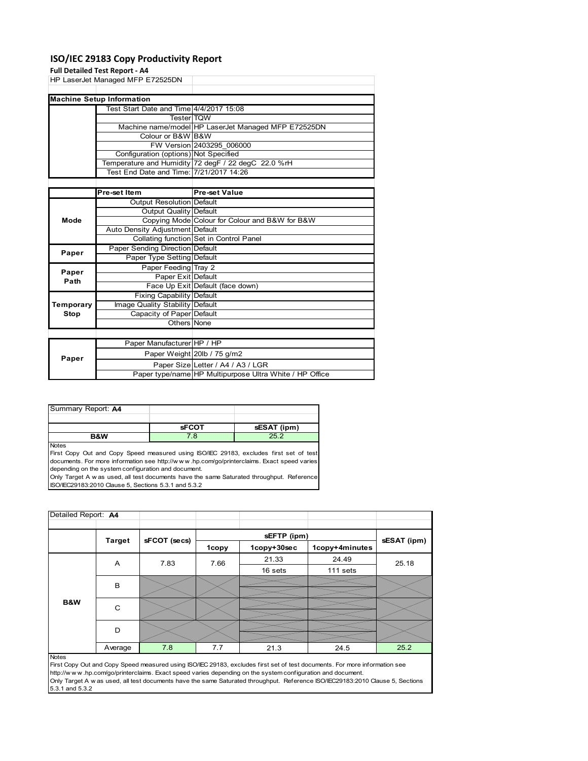# ISO/IEC 29183 Copy Productivity Report

**Full Detailed Test Report - A4**

HP LaserJet Managed MFP E72525DN

| Machine Setup Information | | |
|---|---|---|
| | Test Start Date and Time | 4/4/2017 15:08 |
| | Tester | TQW |
| | Machine name/model | HP LaserJet Managed MFP E72525DN |
| | Colour or B&W | B&W |
| | FW Version | 2403295_006000 |
| | Configuration (options) | Not Specified |
| | Temperature and Humidity | 72 degF / 22 degC 22.0 %rH |
| | Test End Date and Time: | 7/21/2017 14:26 |

| | Pre-set Item | Pre-set Value |
|---|---|---|
| Mode | Output Resolution | Default |
| | Output Quality | Default |
| | Copying Mode | Colour for Colour and B&W for B&W |
| | Auto Density Adjustment | Default |
| | Collating function | Set in Control Panel |
| Paper | Paper Sending Direction | Default |
| | Paper Type Setting | Default |
| Paper Path | Paper Feeding | Tray 2 |
| | Paper Exit | Default |
| | Face Up Exit | Default (face down) |
| Temporary Stop | Fixing Capability | Default |
| | Image Quality Stability | Default |
| | Capacity of Paper | Default |
| | Others | None |

| | | |
|---|---|---|
| Paper | Paper Manufacturer | HP / HP |
| | Paper Weight | 20lb / 75 g/m2 |
| | Paper Size | Letter / A4 / A3 / LGR |
| | Paper type/name | HP Multipurpose Ultra White / HP Office |

| Summary Report: **A4** | | |
|---|---|---|
| | **sFCOT** | **sESAT (ipm)** |
| **B&W** | 7.8 | 25.2 |

Notes

First Copy Out and Copy Speed measured using ISO/IEC 29183, excludes first set of test documents. For more information see http://w w w .hp.com/go/printerclaims. Exact speed varies depending on the system configuration and document.

Only Target A w as used, all test documents have the same Saturated throughput. Reference ISO/IEC29183:2010 Clause 5, Sections 5.3.1 and 5.3.2

| Detailed Report: **A4** | | | | | | |
|---|---|---|---|---|---|---|
| | **Target** | **sFCOT (secs)** | **sEFTP (ipm)** | | | **sESAT (ipm)** |
| | | | **1copy** | **1copy+30sec** | **1copy+4minutes** | |
| **B&W** | A | 7.83 | 7.66 | 21.33 | 24.49 | 25.18 |
| | | | | 16 sets | 111 sets | |
| | B | | | | | |
| | C | | | | | |
| | D | | | | | |
| | Average | 7.8 | 7.7 | 21.3 | 24.5 | 25.2 |

Notes

First Copy Out and Copy Speed measured using ISO/IEC 29183, excludes first set of test documents. For more information see http://w w w .hp.com/go/printerclaims. Exact speed varies depending on the system configuration and document.

Only Target A w as used, all test documents have the same Saturated throughput. Reference ISO/IEC29183:2010 Clause 5, Sections 5.3.1 and 5.3.2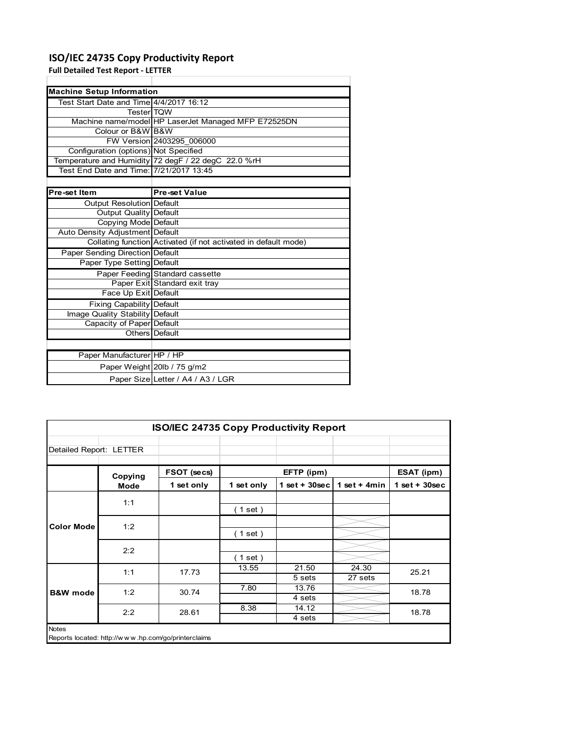# ISO/IEC 24735 Copy Productivity Report

**Full Detailed Test Report - LETTER**

| Machine Setup Information | |
|---|---|
| Test Start Date and Time | 4/4/2017 16:12 |
| Tester | TQW |
| Machine name/model | HP LaserJet Managed MFP E72525DN |
| Colour or B&W | B&W |
| FW Version | 2403295_006000 |
| Configuration (options) | Not Specified |
| Temperature and Humidity | 72 degF / 22 degC 22.0 %rH |
| Test End Date and Time: | 7/21/2017 13:45 |

| Pre-set Item | Pre-set Value |
|---|---|
| Output Resolution | Default |
| Output Quality | Default |
| Copying Mode | Default |
| Auto Density Adjustment | Default |
| Collating function | Activated (if not activated in default mode) |
| Paper Sending Direction | Default |
| Paper Type Setting | Default |
| Paper Feeding | Standard cassette |
| Paper Exit | Standard exit tray |
| Face Up Exit | Default |
| Fixing Capability | Default |
| Image Quality Stability | Default |
| Capacity of Paper | Default |
| Others | Default |

| | |
|---|---|
| Paper Manufacturer | HP / HP |
| Paper Weight | 20lb / 75 g/m2 |
| Paper Size | Letter / A4 / A3 / LGR |

**ISO/IEC 24735 Copy Productivity Report**

Detailed Report: LETTER

| | Copying Mode | FSOT (secs) | EFTP (ipm) | | | ESAT (ipm) |
|---|---|---|---|---|---|---|
| | | 1 set only | 1 set only | 1 set + 30sec | 1 set + 4min | 1 set + 30sec |
| Color Mode | 1:1 | | ( 1 set ) | | | |
| | 1:2 | | ( 1 set ) | | | |
| | 2:2 | | ( 1 set ) | | | |
| B&W mode | 1:1 | 17.73 | 13.55 | 21.50<br>5 sets | 24.30<br>27 sets | 25.21 |
| | 1:2 | 30.74 | 7.80 | 13.76<br>4 sets | | 18.78 |
| | 2:2 | 28.61 | 8.38 | 14.12<br>4 sets | | 18.78 |

Notes

Reports located: http://www.hp.com/go/printerclaims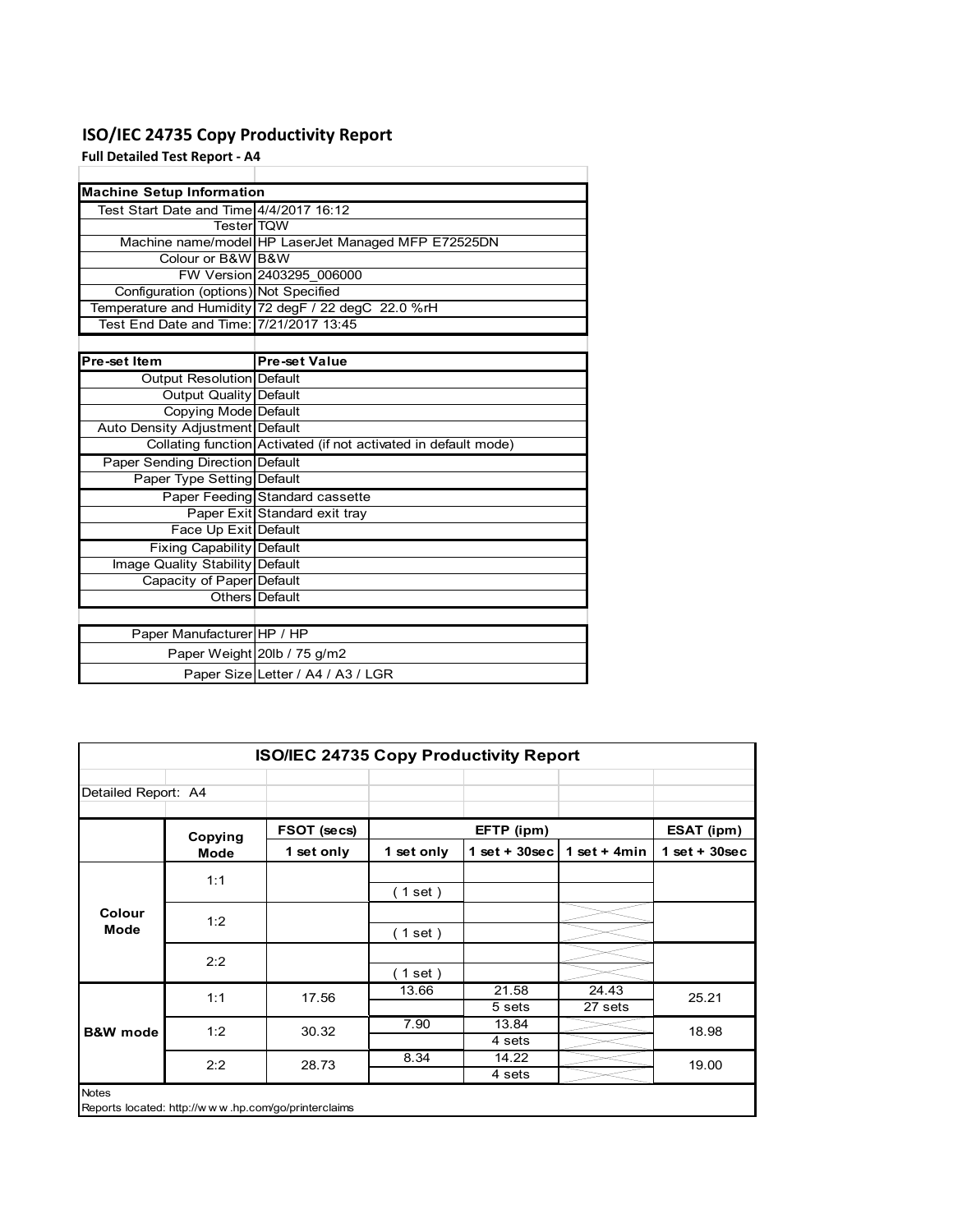# ISO/IEC 24735 Copy Productivity Report

**Full Detailed Test Report - A4**

| Machine Setup Information | |
|---|---|
| Test Start Date and Time | 4/4/2017 16:12 |
| Tester | TQW |
| Machine name/model | HP LaserJet Managed MFP E72525DN |
| Colour or B&W | B&W |
| FW Version | 2403295_006000 |
| Configuration (options) | Not Specified |
| Temperature and Humidity | 72 degF / 22 degC 22.0 %rH |
| Test End Date and Time: | 7/21/2017 13:45 |

| Pre-set Item | Pre-set Value |
|---|---|
| Output Resolution | Default |
| Output Quality | Default |
| Copying Mode | Default |
| Auto Density Adjustment | Default |
| Collating function | Activated (if not activated in default mode) |
| Paper Sending Direction | Default |
| Paper Type Setting | Default |
| Paper Feeding | Standard cassette |
| Paper Exit | Standard exit tray |
| Face Up Exit | Default |
| Fixing Capability | Default |
| Image Quality Stability | Default |
| Capacity of Paper | Default |
| Others | Default |

| | |
|---|---|
| Paper Manufacturer | HP / HP |
| Paper Weight | 20lb / 75 g/m2 |
| Paper Size | Letter / A4 / A3 / LGR |

## ISO/IEC 24735 Copy Productivity Report

Detailed Report: A4

| | Copying Mode | FSOT (secs) 1 set only | EFTP (ipm) 1 set only | EFTP (ipm) 1 set + 30sec | EFTP (ipm) 1 set + 4min | ESAT (ipm) 1 set + 30sec |
|---|---|---|---|---|---|---|
| Colour Mode | 1:1 | | ( 1 set ) | | | |
| | 1:2 | | ( 1 set ) | | | |
| | 2:2 | | ( 1 set ) | | | |
| B&W mode | 1:1 | 17.56 | 13.66 | 21.58 / 5 sets | 24.43 / 27 sets | 25.21 |
| | 1:2 | 30.32 | 7.90 | 13.84 / 4 sets | | 18.98 |
| | 2:2 | 28.73 | 8.34 | 14.22 / 4 sets | | 19.00 |

Notes

Reports located: http://w w w .hp.com/go/printerclaims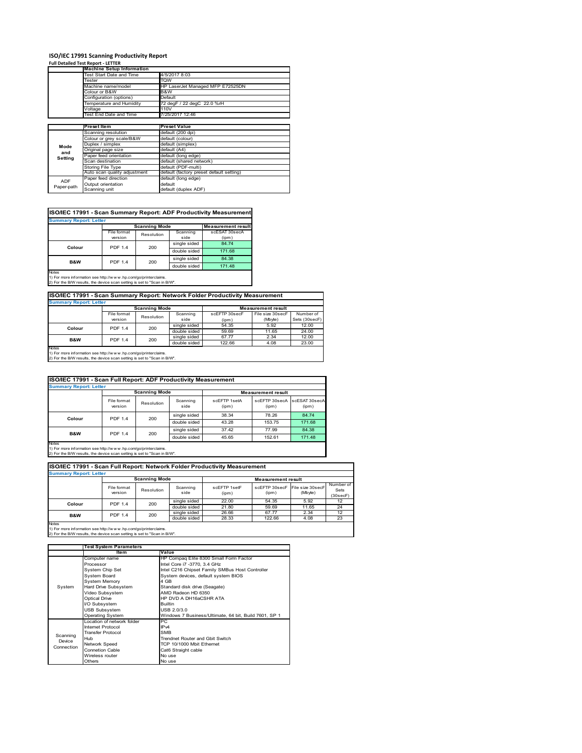# ISO/IEC 17991 Scanning Productivity Report

**Full Detailed Test Report - LETTER**

| | Machine Setup Information | |
|---|---|---|
| | Test Start Date and Time | 4/5/2017 8:03 |
| | Tester | TQW |
| | Machine name/model | HP LaserJet Managed MFP E72525DN |
| | Colour or B&W | B&W |
| | Configuration (options) | Default |
| | Temperature and Humidity | 72 degF / 22 degC 22.0 %rH |
| | Voltage | 110V |
| | Test End Date and Time | 7/25/2017 12:46 |

| | Preset Item | Preset Value |
|---|---|---|
| Mode and Setting | Scanning resolution | default (200 dpi) |
| | Colour or grey scale/B&W | default (colour) |
| | Duplex / simplex | default (simplex) |
| | Original page size | default (A4) |
| | Paper feed orientation | default (long edge) |
| | Scan destination | default (shared network) |
| | Storing File Type | default (PDF-multi) |
| | Auto scan quality adjustment | default (factory preset default setting) |
| ADF Paper-path | Paper feed direction | default (long edge) |
| | Output orientation | default |
| | Scanning unit | default (duplex ADF) |

## ISO/IEC 17991 - Scan Summary Report: ADF Productivity Measurement

**Summary Report: Letter**

| | Scanning Mode | | | Measurement result |
|---|---|---|---|---|
| | File format version | Resolution | Scanning side | scESAT 30secA (ipm) |
| Colour | PDF 1.4 | 200 | single sided | 84.74 |
| | | | double sided | 171.68 |
| B&W | PDF 1.4 | 200 | single sided | 84.38 |
| | | | double sided | 171.48 |

Notes
1) For more information see http://www.hp.com/go/printerclaims.
2) For the B/W results, the device scan setting is set to "Scan in B/W".

## ISO/IEC 17991 - Scan Summary Report: Network Folder Productivity Measurement

**Summary Report: Letter**

| | Scanning Mode | | | Measurement result | | |
|---|---|---|---|---|---|---|
| | File format version | Resolution | Scanning side | scEFTP 30secF (ipm) | File size 30secF (Mbyte) | Number of Sets (30secF) |
| Colour | PDF 1.4 | 200 | single sided | 54.35 | 5.92 | 12.00 |
| | | | double sided | 59.69 | 11.65 | 24.00 |
| B&W | PDF 1.4 | 200 | single sided | 67.77 | 2.34 | 12.00 |
| | | | double sided | 122.66 | 4.08 | 23.00 |

Notes
1) For more information see http://www.hp.com/go/printerclaims.
2) For the B/W results, the device scan setting is set to "Scan in B/W".

## ISO/IEC 17991 - Scan Full Report: ADF Productivity Measurement

**Summary Report: Letter**

| | Scanning Mode | | | Measurement result | | |
|---|---|---|---|---|---|---|
| | File format version | Resolution | Scanning side | scEFTP 1setA (ipm) | scEFTP 30secA (ipm) | scESAT 30secA (ipm) |
| Colour | PDF 1.4 | 200 | single sided | 38.34 | 78.26 | 84.74 |
| | | | double sided | 43.28 | 153.75 | 171.68 |
| B&W | PDF 1.4 | 200 | single sided | 37.42 | 77.99 | 84.38 |
| | | | double sided | 45.65 | 152.61 | 171.48 |

Notes
1) For more information see http://www.hp.com/go/printerclaims.
2) For the B/W results, the device scan setting is set to "Scan in B/W".

## ISO/IEC 17991 - Scan Full Report: Network Folder Productivity Measurement

**Summary Report: Letter**

| | Scanning Mode | | | Measurement result | | | |
|---|---|---|---|---|---|---|---|
| | File format version | Resolution | Scanning side | scEFTP 1setF (ipm) | scEFTP 30secF (ipm) | File size 30secF (Mbyte) | Number of Sets (30secF) |
| Colour | PDF 1.4 | 200 | single sided | 22.00 | 54.35 | 5.92 | 12 |
| | | | double sided | 21.80 | 59.69 | 11.65 | 24 |
| B&W | PDF 1.4 | 200 | single sided | 26.66 | 67.77 | 2.34 | 12 |
| | | | double sided | 28.33 | 122.66 | 4.08 | 23 |

Notes
1) For more information see http://www.hp.com/go/printerclaims.
2) For the B/W results, the device scan setting is set to "Scan in B/W".

| | Test System Parameters | |
|---|---|---|
| | Item | Value |
| System | Computer name | HP Compaq Elite 8300 Small Form Factor |
| | Processor | Intel Core i7 -3770, 3.4 GHz |
| | System Chip Set | Intel C216 Chipset Family SMBus Host Controller |
| | System Board | System devices, default system BIOS |
| | System Memory | 4 GB |
| | Hard Drive Subsystem | Standard disk drive (Seagate) |
| | Video Subsystem | AMD Radeon HD 6350 |
| | Optical Drive | HP DVD A DH16aCSHR ATA |
| | I/O Subsystem | Builtin |
| | USB Subsystem | USB 2.0/3.0 |
| | Operating System | Windows 7 Business/Ultimate, 64 bit, Build 7601, SP 1 |
| Scanning Device Connection | Location of network folder | PC |
| | Internet Protocol | IPv4 |
| | Transfer Protocol | SMB |
| | Hub | Trendnet Router and Gbit Switch |
| | Network Speed | TCP 10/1000 Mbit Ethernet |
| | Connetion Cable | Cat6 Straight cable |
| | Wireless router | No use |
| | Others | No use |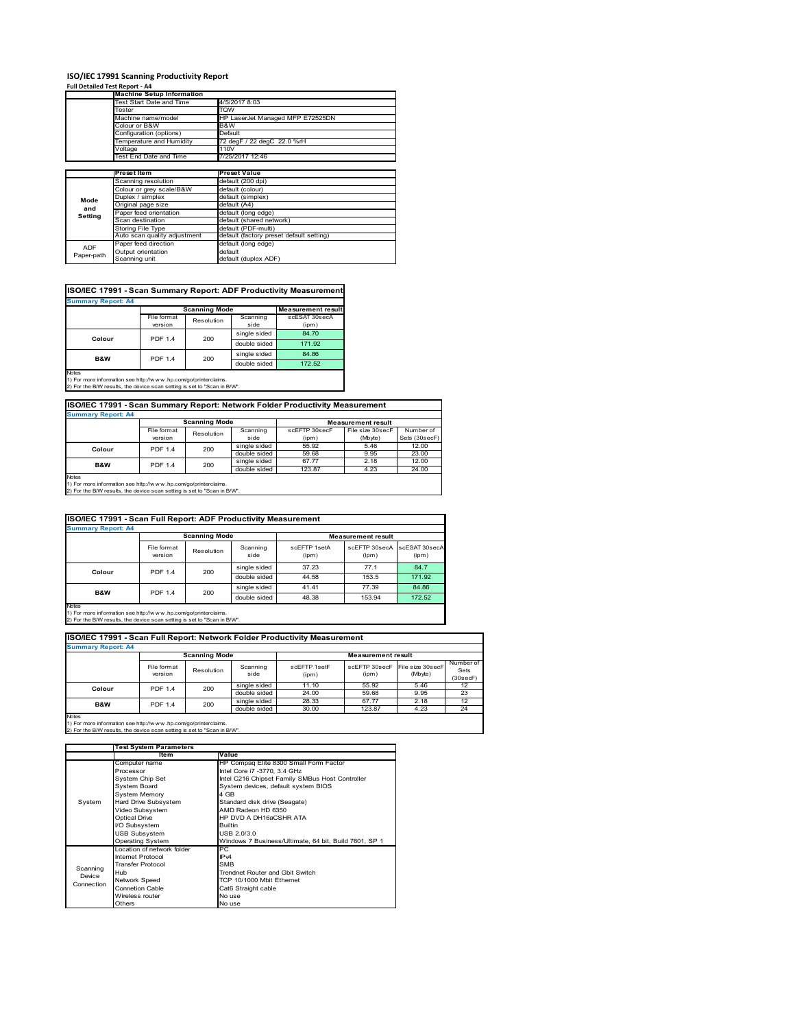# ISO/IEC 17991 Scanning Productivity Report

**Full Detailed Test Report - A4**

| | Machine Setup Information | |
|---|---|---|
| | Test Start Date and Time | 4/5/2017 8:03 |
| | Tester | TQW |
| | Machine name/model | HP LaserJet Managed MFP E72525DN |
| | Colour or B&W | B&W |
| | Configuration (options) | Default |
| | Temperature and Humidity | 72 degF / 22 degC 22.0 %rH |
| | Voltage | 110V |
| | Test End Date and Time | 7/25/2017 12:46 |

| | Preset Item | Preset Value |
|---|---|---|
| Mode and Setting | Scanning resolution | default (200 dpi) |
| | Colour or grey scale/B&W | default (colour) |
| | Duplex / simplex | default (simplex) |
| | Original page size | default (A4) |
| | Paper feed orientation | default (long edge) |
| | Scan destination | default (shared network) |
| | Storing File Type | default (PDF-multi) |
| | Auto scan quality adjustment | default (factory preset default setting) |
| ADF Paper-path | Paper feed direction | default (long edge) |
| | Output orientation | default |
| | Scanning unit | default (duplex ADF) |

## ISO/IEC 17991 - Scan Summary Report: ADF Productivity Measurement

**Summary Report: A4**

| | Scanning Mode | | | Measurement result |
|---|---|---|---|---|
| | File format version | Resolution | Scanning side | scESAT 30secA (ipm) |
| Colour | PDF 1.4 | 200 | single sided | 84.70 |
| | | | double sided | 171.92 |
| B&W | PDF 1.4 | 200 | single sided | 84.86 |
| | | | double sided | 172.52 |

Notes
1) For more information see http://www.hp.com/go/printerclaims.
2) For the B/W results, the device scan setting is set to "Scan in B/W".

## ISO/IEC 17991 - Scan Summary Report: Network Folder Productivity Measurement

**Summary Report: A4**

| | Scanning Mode | | | Measurement result | | |
|---|---|---|---|---|---|---|
| | File format version | Resolution | Scanning side | scEFTP 30secF (ipm) | File size 30secF (Mbyte) | Number of Sets (30secF) |
| Colour | PDF 1.4 | 200 | single sided | 55.92 | 5.46 | 12.00 |
| | | | double sided | 59.68 | 9.95 | 23.00 |
| B&W | PDF 1.4 | 200 | single sided | 67.77 | 2.18 | 12.00 |
| | | | double sided | 123.87 | 4.23 | 24.00 |

Notes
1) For more information see http://www.hp.com/go/printerclaims.
2) For the B/W results, the device scan setting is set to "Scan in B/W".

## ISO/IEC 17991 - Scan Full Report: ADF Productivity Measurement

**Summary Report: A4**

| | Scanning Mode | | | Measurement result | | |
|---|---|---|---|---|---|---|
| | File format version | Resolution | Scanning side | scEFTP 1setA (ipm) | scEFTP 30secA (ipm) | scESAT 30secA (ipm) |
| Colour | PDF 1.4 | 200 | single sided | 37.23 | 77.1 | 84.7 |
| | | | double sided | 44.58 | 153.5 | 171.92 |
| B&W | PDF 1.4 | 200 | single sided | 41.41 | 77.39 | 84.86 |
| | | | double sided | 48.38 | 153.94 | 172.52 |

Notes
1) For more information see http://www.hp.com/go/printerclaims.
2) For the B/W results, the device scan setting is set to "Scan in B/W".

## ISO/IEC 17991 - Scan Full Report: Network Folder Productivity Measurement

**Summary Report: A4**

| | Scanning Mode | | | Measurement result | | | |
|---|---|---|---|---|---|---|---|
| | File format version | Resolution | Scanning side | scEFTP 1setF (ipm) | scEFTP 30secF (ipm) | File size 30secF (Mbyte) | Number of Sets (30secF) |
| Colour | PDF 1.4 | 200 | single sided | 11.10 | 55.92 | 5.46 | 12 |
| | | | double sided | 24.00 | 59.68 | 9.95 | 23 |
| B&W | PDF 1.4 | 200 | single sided | 28.33 | 67.77 | 2.18 | 12 |
| | | | double sided | 30.00 | 123.87 | 4.23 | 24 |

Notes
1) For more information see http://www.hp.com/go/printerclaims.
2) For the B/W results, the device scan setting is set to "Scan in B/W".

| | Test System Parameters | |
|---|---|---|
| | Item | Value |
| System | Computer name | HP Compaq Elite 8300 Small Form Factor |
| | Processor | Intel Core i7 -3770, 3.4 GHz |
| | System Chip Set | Intel C216 Chipset Family SMBus Host Controller |
| | System Board | System devices, default system BIOS |
| | System Memory | 4 GB |
| | Hard Drive Subsystem | Standard disk drive (Seagate) |
| | Video Subsystem | AMD Radeon HD 6350 |
| | Optical Drive | HP DVD A DH16aCSHR ATA |
| | I/O Subsystem | Builtin |
| | USB Subsystem | USB 2.0/3.0 |
| | Operating System | Windows 7 Business/Ultimate, 64 bit, Build 7601, SP 1 |
| Scanning Device Connection | Location of network folder | PC |
| | Internet Protocol | IPv4 |
| | Transfer Protocol | SMB |
| | Hub | Trendnet Router and Gbit Switch |
| | Network Speed | TCP 10/1000 Mbit Ethernet |
| | Connetion Cable | Cat6 Straight cable |
| | Wireless router | No use |
| | Others | No use |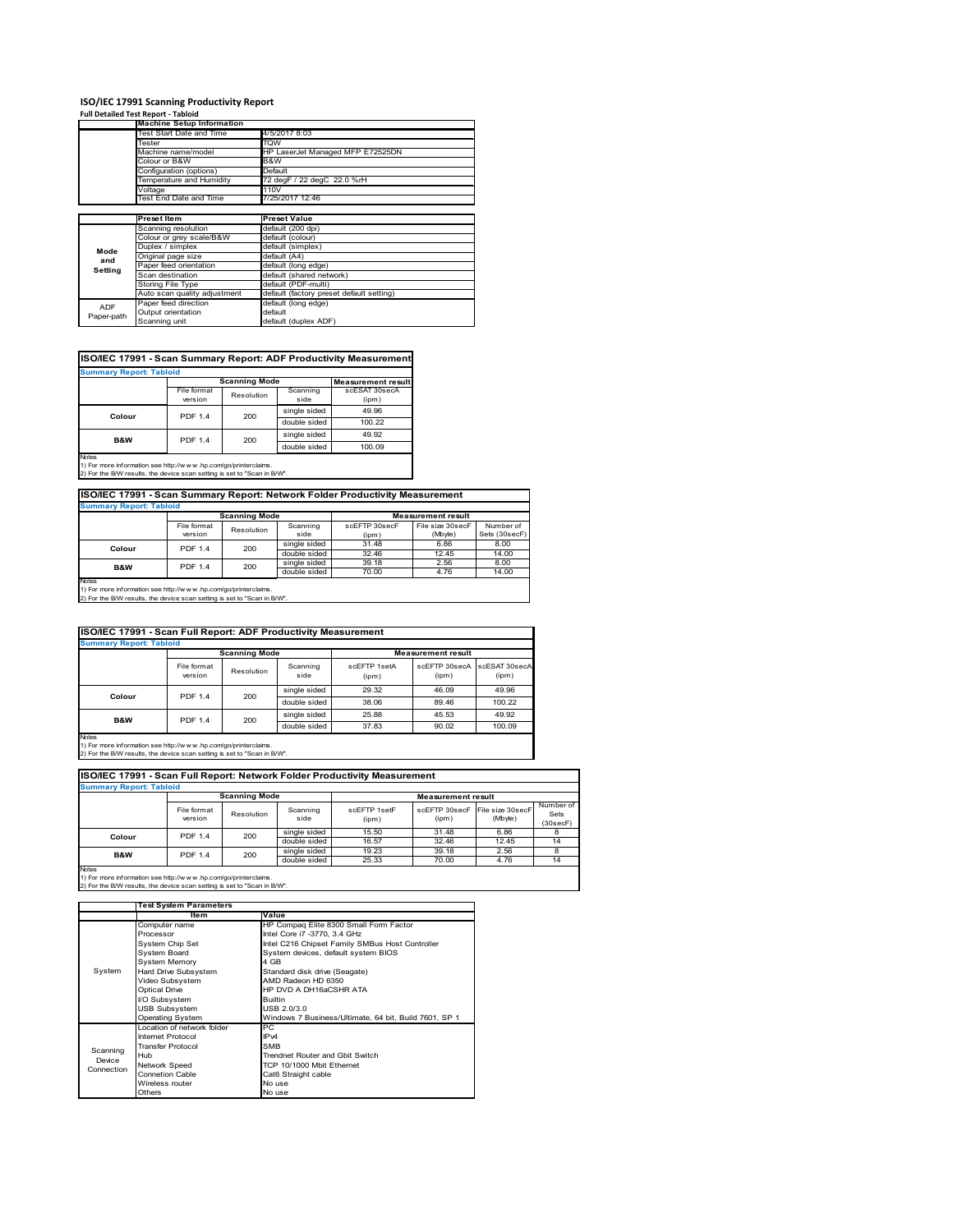# ISO/IEC 17991 Scanning Productivity Report

**Full Detailed Test Report - Tabloid**

| | Machine Setup Information | |
|---|---|---|
| | Test Start Date and Time | 4/5/2017 8:03 |
| | Tester | TQW |
| | Machine name/model | HP LaserJet Managed MFP E72525DN |
| | Colour or B&W | B&W |
| | Configuration (options) | Default |
| | Temperature and Humidity | 72 degF / 22 degC 22.0 %rH |
| | Voltage | 110V |
| | Test End Date and Time | 7/25/2017 12:46 |

| | Preset Item | Preset Value |
|---|---|---|
| Mode and Setting | Scanning resolution | default (200 dpi) |
| | Colour or grey scale/B&W | default (colour) |
| | Duplex / simplex | default (simplex) |
| | Original page size | default (A4) |
| | Paper feed orientation | default (long edge) |
| | Scan destination | default (shared network) |
| | Storing File Type | default (PDF-multi) |
| | Auto scan quality adjustment | default (factory preset default setting) |
| ADF Paper-path | Paper feed direction | default (long edge) |
| | Output orientation | default |
| | Scanning unit | default (duplex ADF) |

## ISO/IEC 17991 - Scan Summary Report: ADF Productivity Measurement

**Summary Report: Tabloid**

| | Scanning Mode | | | Measurement result |
|---|---|---|---|---|
| | File format version | Resolution | Scanning side | scESAT 30secA (ipm) |
| Colour | PDF 1.4 | 200 | single sided | 49.96 |
| | | | double sided | 100.22 |
| B&W | PDF 1.4 | 200 | single sided | 49.92 |
| | | | double sided | 100.09 |

Notes
1) For more information see http://w w w .hp.com/go/printerclaims.
2) For the B/W results, the device scan setting is set to "Scan in B/W".

## ISO/IEC 17991 - Scan Summary Report: Network Folder Productivity Measurement

**Summary Report: Tabloid**

| | Scanning Mode | | | Measurement result | | |
|---|---|---|---|---|---|---|
| | File format version | Resolution | Scanning side | scEFTP 30secF (ipm) | File size 30secF (Mbyte) | Number of Sets (30secF) |
| Colour | PDF 1.4 | 200 | single sided | 31.48 | 6.86 | 8.00 |
| | | | double sided | 32.46 | 12.45 | 14.00 |
| B&W | PDF 1.4 | 200 | single sided | 39.18 | 2.56 | 8.00 |
| | | | double sided | 70.00 | 4.76 | 14.00 |

Notes
1) For more information see http://w w w .hp.com/go/printerclaims.
2) For the B/W results, the device scan setting is set to "Scan in B/W".

## ISO/IEC 17991 - Scan Full Report: ADF Productivity Measurement

**Summary Report: Tabloid**

| | Scanning Mode | | | Measurement result | | |
|---|---|---|---|---|---|---|
| | File format version | Resolution | Scanning side | scEFTP 1setA (ipm) | scEFTP 30secA (ipm) | scESAT 30secA (ipm) |
| Colour | PDF 1.4 | 200 | single sided | 29.32 | 46.09 | 49.96 |
| | | | double sided | 38.06 | 89.46 | 100.22 |
| B&W | PDF 1.4 | 200 | single sided | 25.88 | 45.53 | 49.92 |
| | | | double sided | 37.83 | 90.02 | 100.09 |

Notes
1) For more information see http://w w w .hp.com/go/printerclaims.
2) For the B/W results, the device scan setting is set to "Scan in B/W".

## ISO/IEC 17991 - Scan Full Report: Network Folder Productivity Measurement

**Summary Report: Tabloid**

| | Scanning Mode | | | Measurement result | | | |
|---|---|---|---|---|---|---|---|
| | File format version | Resolution | Scanning side | scEFTP 1setF (ipm) | scEFTP 30secF (ipm) | File size 30secF (Mbyte) | Number of Sets (30secF) |
| Colour | PDF 1.4 | 200 | single sided | 15.50 | 31.48 | 6.86 | 8 |
| | | | double sided | 16.57 | 32.46 | 12.45 | 14 |
| B&W | PDF 1.4 | 200 | single sided | 19.23 | 39.18 | 2.56 | 8 |
| | | | double sided | 25.33 | 70.00 | 4.76 | 14 |

Notes
1) For more information see http://w w w .hp.com/go/printerclaims.
2) For the B/W results, the device scan setting is set to "Scan in B/W".

| | Test System Parameters | |
|---|---|---|
| | Item | Value |
| System | Computer name | HP Compaq Elite 8300 Small Form Factor |
| | Processor | Intel Core i7 -3770, 3.4 GHz |
| | System Chip Set | Intel C216 Chipset Family SMBus Host Controller |
| | System Board | System devices, default system BIOS |
| | System Memory | 4 GB |
| | Hard Drive Subsystem | Standard disk drive (Seagate) |
| | Video Subsystem | AMD Radeon HD 6350 |
| | Optical Drive | HP DVD A DH16aCSHR ATA |
| | I/O Subsystem | Builtin |
| | USB Subsystem | USB 2.0/3.0 |
| | Operating System | Windows 7 Business/Ultimate, 64 bit, Build 7601, SP 1 |
| Scanning Device Connection | Location of network folder | PC |
| | Internet Protocol | IPv4 |
| | Transfer Protocol | SMB |
| | Hub | Trendnet Router and Gbit Switch |
| | Network Speed | TCP 10/1000 Mbit Ethernet |
| | Connetion Cable | Cat6 Straight cable |
| | Wireless router | No use |
| | Others | No use |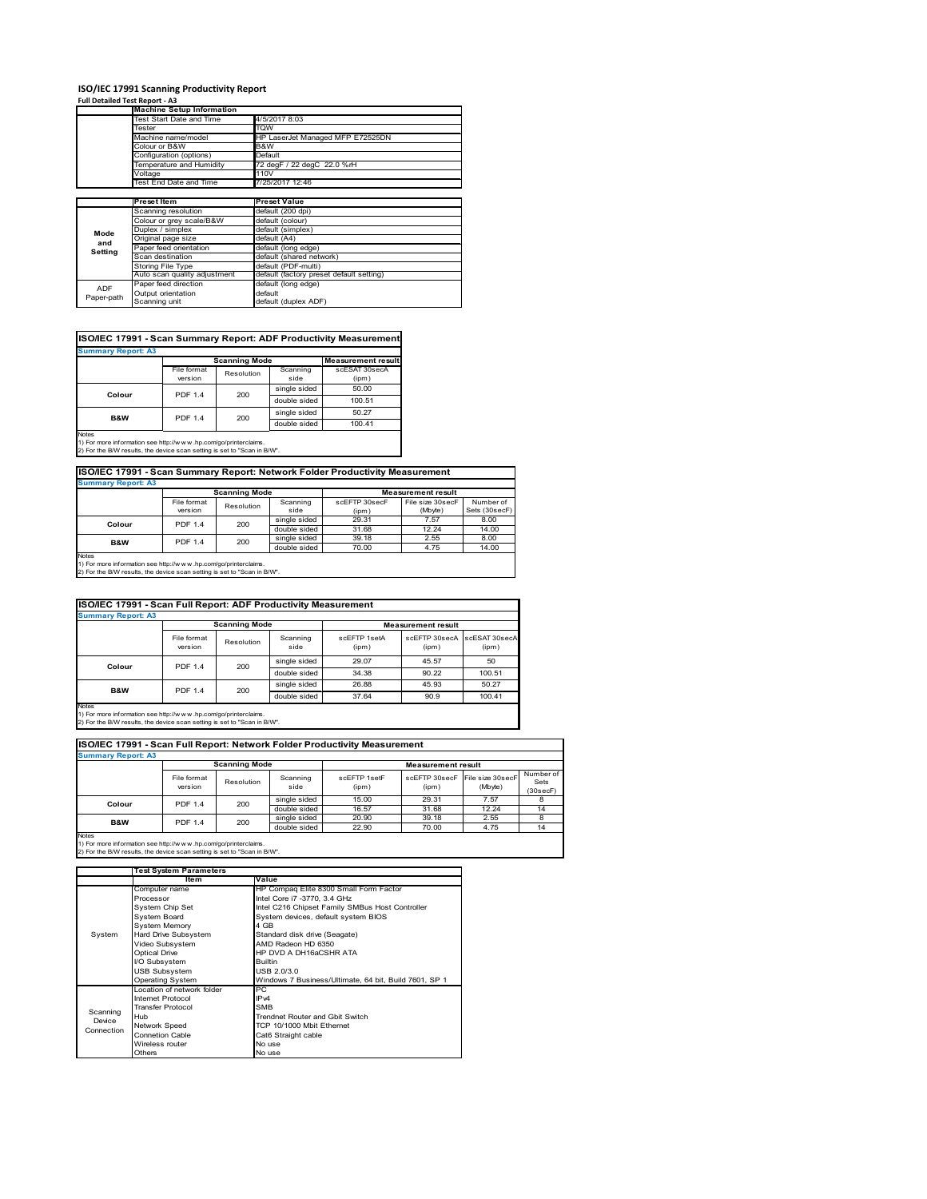# ISO/IEC 17991 Scanning Productivity Report

**Full Detailed Test Report - A3**

| | Machine Setup Information | |
|---|---|---|
| | Test Start Date and Time | 4/5/2017 8:03 |
| | Tester | TQW |
| | Machine name/model | HP LaserJet Managed MFP E72525DN |
| | Colour or B&W | B&W |
| | Configuration (options) | Default |
| | Temperature and Humidity | 72 degF / 22 degC 22.0 %rH |
| | Voltage | 110V |
| | Test End Date and Time | 7/25/2017 12:46 |

| | Preset Item | Preset Value |
|---|---|---|
| Mode and Setting | Scanning resolution | default (200 dpi) |
| | Colour or grey scale/B&W | default (colour) |
| | Duplex / simplex | default (simplex) |
| | Original page size | default (A4) |
| | Paper feed orientation | default (long edge) |
| | Scan destination | default (shared network) |
| | Storing File Type | default (PDF-multi) |
| | Auto scan quality adjustment | default (factory preset default setting) |
| ADF Paper-path | Paper feed direction | default (long edge) |
| | Output orientation | default |
| | Scanning unit | default (duplex ADF) |

## ISO/IEC 17991 - Scan Summary Report: ADF Productivity Measurement

**Summary Report: A3**

| | Scanning Mode | | | Measurement result |
|---|---|---|---|---|
| | File format version | Resolution | Scanning side | scESAT 30secA (ipm) |
| Colour | PDF 1.4 | 200 | single sided | 50.00 |
| | | | double sided | 100.51 |
| B&W | PDF 1.4 | 200 | single sided | 50.27 |
| | | | double sided | 100.41 |

Notes
1) For more information see http://www.hp.com/go/printerclaims.
2) For the B/W results, the device scan setting is set to "Scan in B/W".

## ISO/IEC 17991 - Scan Summary Report: Network Folder Productivity Measurement

**Summary Report: A3**

| | Scanning Mode | | | Measurement result | | |
|---|---|---|---|---|---|---|
| | File format version | Resolution | Scanning side | scEFTP 30secF (ipm) | File size 30secF (Mbyte) | Number of Sets (30secF) |
| Colour | PDF 1.4 | 200 | single sided | 29.31 | 7.57 | 8.00 |
| | | | double sided | 31.68 | 12.24 | 14.00 |
| B&W | PDF 1.4 | 200 | single sided | 39.18 | 2.55 | 8.00 |
| | | | double sided | 70.00 | 4.75 | 14.00 |

Notes
1) For more information see http://www.hp.com/go/printerclaims.
2) For the B/W results, the device scan setting is set to "Scan in B/W".

## ISO/IEC 17991 - Scan Full Report: ADF Productivity Measurement

**Summary Report: A3**

| | Scanning Mode | | | Measurement result | | |
|---|---|---|---|---|---|---|
| | File format version | Resolution | Scanning side | scEFTP 1setA (ipm) | scEFTP 30secA (ipm) | scESAT 30secA (ipm) |
| Colour | PDF 1.4 | 200 | single sided | 29.07 | 45.57 | 50 |
| | | | double sided | 34.38 | 90.22 | 100.51 |
| B&W | PDF 1.4 | 200 | single sided | 26.88 | 45.93 | 50.27 |
| | | | double sided | 37.64 | 90.9 | 100.41 |

Notes
1) For more information see http://www.hp.com/go/printerclaims.
2) For the B/W results, the device scan setting is set to "Scan in B/W".

## ISO/IEC 17991 - Scan Full Report: Network Folder Productivity Measurement

**Summary Report: A3**

| | Scanning Mode | | | Measurement result | | | |
|---|---|---|---|---|---|---|---|
| | File format version | Resolution | Scanning side | scEFTP 1setF (ipm) | scEFTP 30secF (ipm) | File size 30secF (Mbyte) | Number of Sets (30secF) |
| Colour | PDF 1.4 | 200 | single sided | 15.00 | 29.31 | 7.57 | 8 |
| | | | double sided | 16.57 | 31.68 | 12.24 | 14 |
| B&W | PDF 1.4 | 200 | single sided | 20.90 | 39.18 | 2.55 | 8 |
| | | | double sided | 22.90 | 70.00 | 4.75 | 14 |

Notes
1) For more information see http://www.hp.com/go/printerclaims.
2) For the B/W results, the device scan setting is set to "Scan in B/W".

| | Test System Parameters | |
|---|---|---|
| | Item | Value |
| System | Computer name | HP Compaq Elite 8300 Small Form Factor |
| | Processor | Intel Core i7 -3770, 3.4 GHz |
| | System Chip Set | Intel C216 Chipset Family SMBus Host Controller |
| | System Board | System devices, default system BIOS |
| | System Memory | 4 GB |
| | Hard Drive Subsystem | Standard disk drive (Seagate) |
| | Video Subsystem | AMD Radeon HD 6350 |
| | Optical Drive | HP DVD A DH16aCSHR ATA |
| | I/O Subsystem | Builtin |
| | USB Subsystem | USB 2.0/3.0 |
| | Operating System | Windows 7 Business/Ultimate, 64 bit, Build 7601, SP 1 |
| Scanning Device Connection | Location of network folder | PC |
| | Internet Protocol | IPv4 |
| | Transfer Protocol | SMB |
| | Hub | Trendnet Router and Gbit Switch |
| | Network Speed | TCP 10/1000 Mbit Ethernet |
| | Connetion Cable | Cat6 Straight cable |
| | Wireless router | No use |
| | Others | No use |